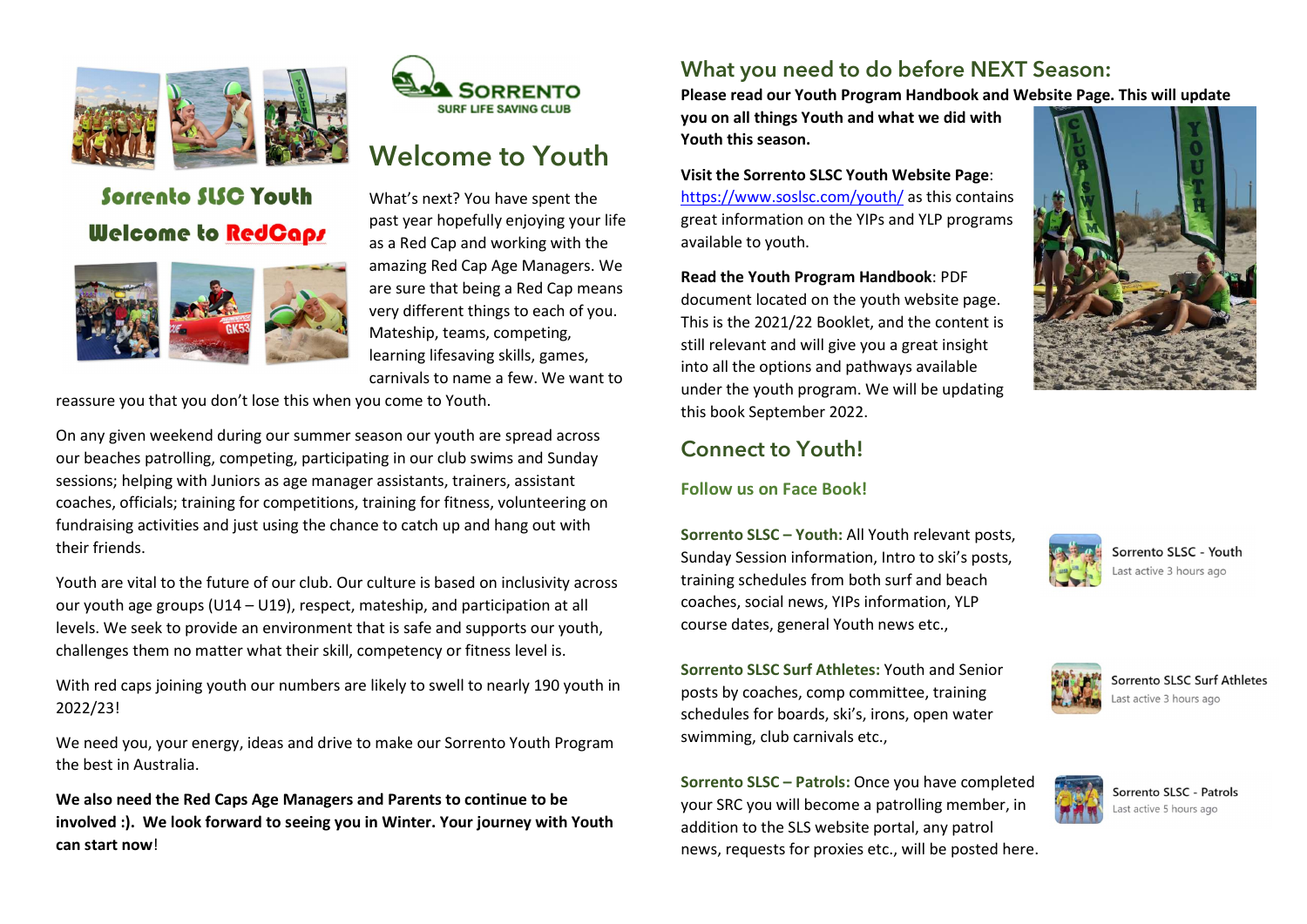**SORRENTO SURF LIFE SAVING CLUB**

# Sorrento SLSC Youth

# Welcome to RedCaps

## Welcome to Youth

What's next? You have spent the past year hopefully enjoying your life as a Red Cap and working with the amazing Red Cap Age Managers. We are sure that being a Red Cap means very different things to each of you. Mateship, teams, competing, learning lifesaving skills, games, carnivals to name a few. We want to reassure you that you don't lose this when you come to Youth.

On any given weekend during our summer season our youth are spread across our beaches patrolling, competing, participating in our club swims and Sunday sessions; helping with Juniors as age manager assistants, trainers, assistant coaches, officials; training for competitions, training for fitness, volunteering on fundraising activities and just using the chance to catch up and hang out with their friends.

Youth are vital to the future of our club. Our culture is based on inclusivity across our youth age groups (U14 – U19), respect, mateship, and participation at all levels. We seek to provide an environment that is safe and supports our youth, challenges them no matter what their skill, competency or fitness level is.

With red caps joining youth our numbers are likely to swell to nearly 190 youth in 2022/23!

We need you, your energy, ideas and drive to make our Sorrento Youth Program the best in Australia.

**We also need the Red Caps Age Managers and Parents to continue to be involved :). We look forward to seeing you in Winter. Your journey with Youth can start now**!

## What you need to do before NEXT Season:

**Please read our Youth Program Handbook and Website Page. This will update you on all things Youth and what we did with Youth this season.**

**Visit the Sorrento SLSC Youth Website Page**: https://www.soslsc.com/youth/ as this contains great information on the YIPs and YLP programs available to youth.

**Read the Youth Program Handbook**: PDF document located on the youth website page. This is the 2021/22 Booklet, and the content is still relevant and will give you a great insight into all the options and pathways available under the youth program. We will be updating this book September 2022.

## Connect to Youth!

### Follow us on Face Book!

**Sorrento SLSC – Youth:** All Youth relevant posts, Sunday Session information, Intro to ski's posts, training schedules from both surf and beach coaches, social news, YIPs information, YLP course dates, general Youth news etc.,

Sorrento SLSC - Youth
Last active 3 hours ago

**Sorrento SLSC Surf Athletes:** Youth and Senior posts by coaches, comp committee, training schedules for boards, ski's, irons, open water swimming, club carnivals etc.,

Sorrento SLSC Surf Athletes
Last active 3 hours ago

**Sorrento SLSC – Patrols:** Once you have completed your SRC you will become a patrolling member, in addition to the SLS website portal, any patrol news, requests for proxies etc., will be posted here.

Sorrento SLSC - Patrols
Last active 5 hours ago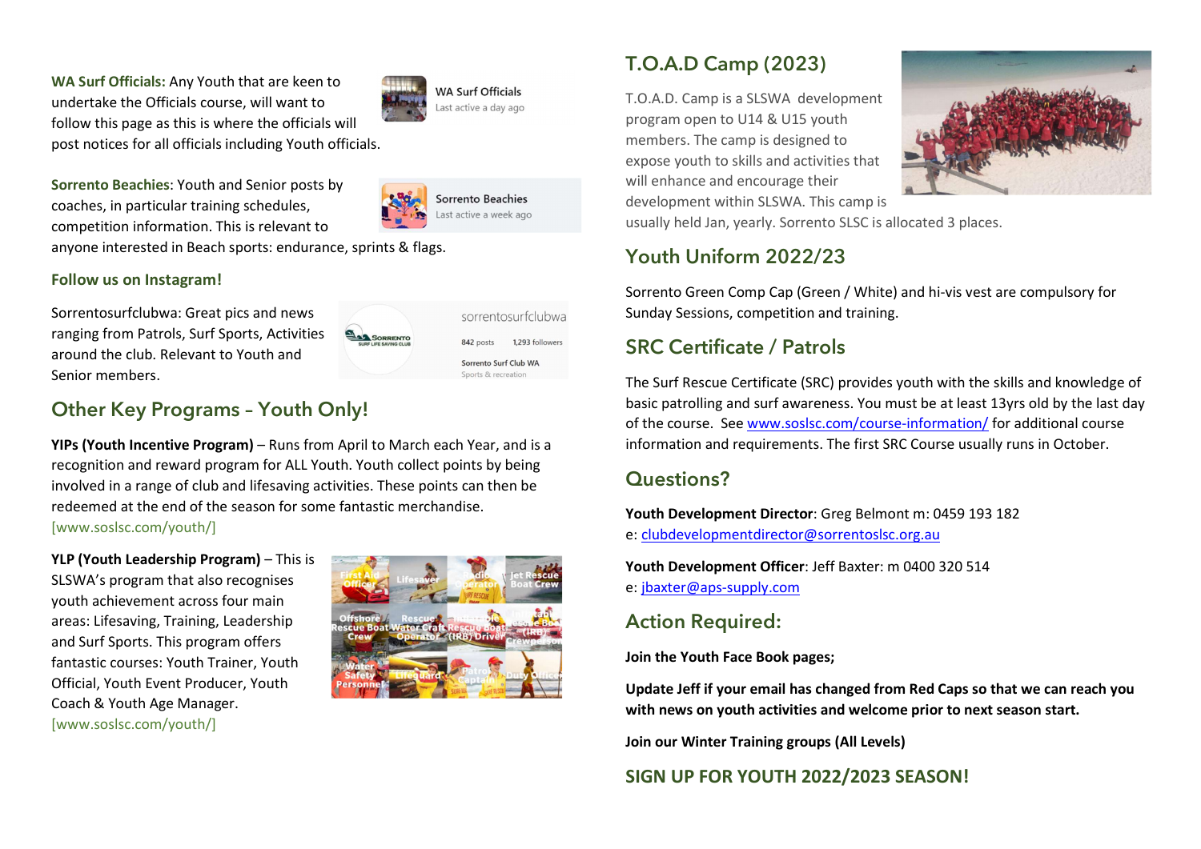**WA Surf Officials:** Any Youth that are keen to undertake the Officials course, will want to follow this page as this is where the officials will post notices for all officials including Youth officials.

WA Surf Officials
Last active a day ago

**Sorrento Beachies:** Youth and Senior posts by coaches, in particular training schedules, competition information. This is relevant to anyone interested in Beach sports: endurance, sprints & flags.

Sorrento Beachies
Last active a week ago

### Follow us on Instagram!

Sorrentosurfclubwa: Great pics and news ranging from Patrols, Surf Sports, Activities around the club. Relevant to Youth and Senior members.

sorrentosurfclubwa
842 posts 1,293 followers
Sorrento Surf Club WA
Sports & recreation

## Other Key Programs – Youth Only!

**YIPs (Youth Incentive Program)** – Runs from April to March each Year, and is a recognition and reward program for ALL Youth. Youth collect points by being involved in a range of club and lifesaving activities. These points can then be redeemed at the end of the season for some fantastic merchandise. [www.soslsc.com/youth/]

**YLP (Youth Leadership Program)** – This is SLSWA's program that also recognises youth achievement across four main areas: Lifesaving, Training, Leadership and Surf Sports. This program offers fantastic courses: Youth Trainer, Youth Official, Youth Event Producer, Youth Coach & Youth Age Manager. [www.soslsc.com/youth/]

## T.O.A.D Camp (2023)

T.O.A.D. Camp is a SLSWA development program open to U14 & U15 youth members. The camp is designed to expose youth to skills and activities that will enhance and encourage their development within SLSWA. This camp is usually held Jan, yearly. Sorrento SLSC is allocated 3 places.

## Youth Uniform 2022/23

Sorrento Green Comp Cap (Green / White) and hi-vis vest are compulsory for Sunday Sessions, competition and training.

## SRC Certificate / Patrols

The Surf Rescue Certificate (SRC) provides youth with the skills and knowledge of basic patrolling and surf awareness. You must be at least 13yrs old by the last day of the course. See www.soslsc.com/course-information/ for additional course information and requirements. The first SRC Course usually runs in October.

## Questions?

**Youth Development Director**: Greg Belmont m: 0459 193 182
e: clubdevelopmentdirector@sorrentoslsc.org.au

**Youth Development Officer**: Jeff Baxter: m 0400 320 514
e: jbaxter@aps-supply.com

## Action Required:

**Join the Youth Face Book pages;**

**Update Jeff if your email has changed from Red Caps so that we can reach you with news on youth activities and welcome prior to next season start.**

**Join our Winter Training groups (All Levels)**

## SIGN UP FOR YOUTH 2022/2023 SEASON!